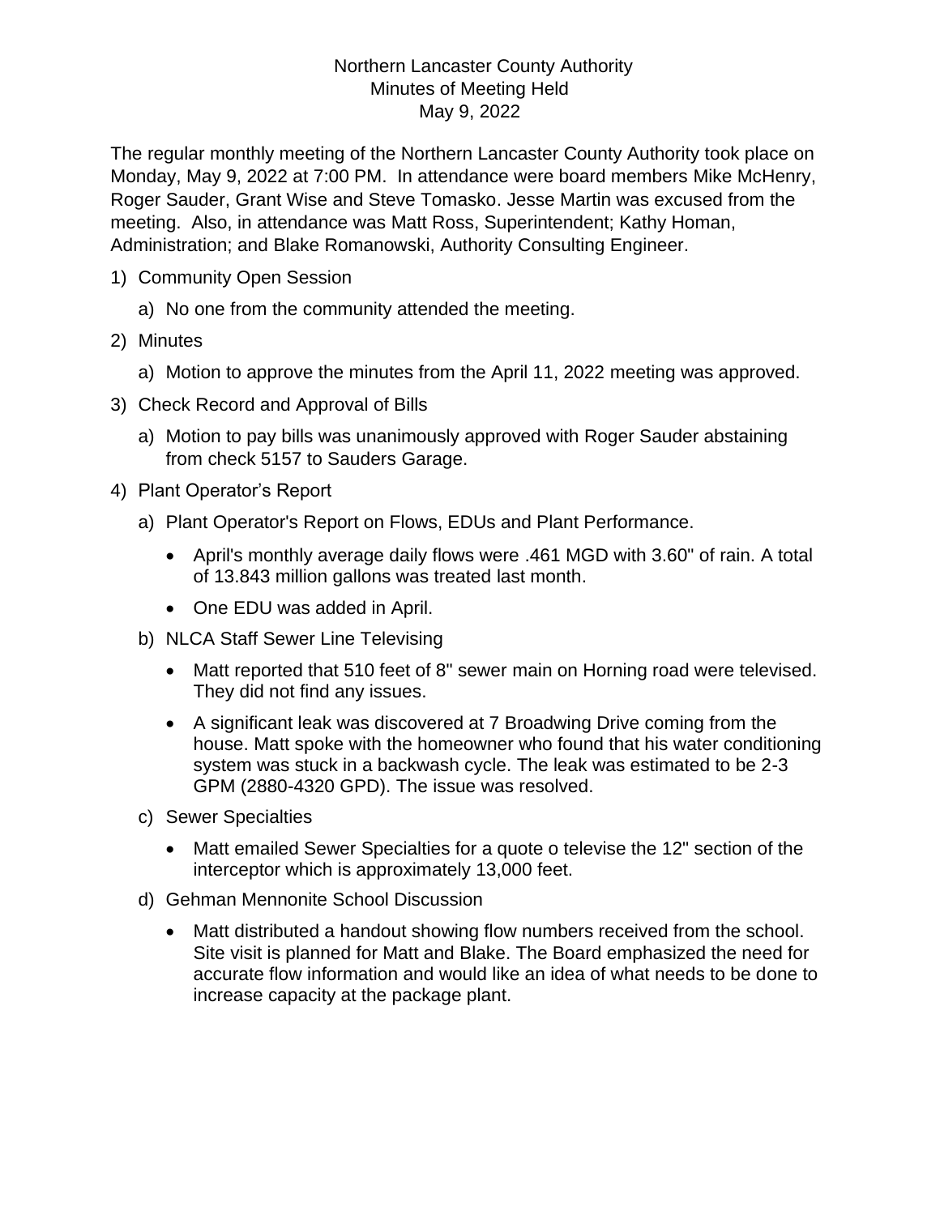Northern Lancaster County Authority
Minutes of Meeting Held
May 9, 2022

The regular monthly meeting of the Northern Lancaster County Authority took place on Monday, May 9, 2022 at 7:00 PM. In attendance were board members Mike McHenry, Roger Sauder, Grant Wise and Steve Tomasko. Jesse Martin was excused from the meeting. Also, in attendance was Matt Ross, Superintendent; Kathy Homan, Administration; and Blake Romanowski, Authority Consulting Engineer.

1) Community Open Session
   a) No one from the community attended the meeting.
2) Minutes
   a) Motion to approve the minutes from the April 11, 2022 meeting was approved.
3) Check Record and Approval of Bills
   a) Motion to pay bills was unanimously approved with Roger Sauder abstaining from check 5157 to Sauders Garage.
4) Plant Operator's Report
   a) Plant Operator's Report on Flows, EDUs and Plant Performance.
      - April's monthly average daily flows were .461 MGD with 3.60" of rain. A total of 13.843 million gallons was treated last month.
      - One EDU was added in April.
   b) NLCA Staff Sewer Line Televising
      - Matt reported that 510 feet of 8" sewer main on Horning road were televised. They did not find any issues.
      - A significant leak was discovered at 7 Broadwing Drive coming from the house. Matt spoke with the homeowner who found that his water conditioning system was stuck in a backwash cycle. The leak was estimated to be 2-3 GPM (2880-4320 GPD). The issue was resolved.
   c) Sewer Specialties
      - Matt emailed Sewer Specialties for a quote o televise the 12" section of the interceptor which is approximately 13,000 feet.
   d) Gehman Mennonite School Discussion
      - Matt distributed a handout showing flow numbers received from the school. Site visit is planned for Matt and Blake. The Board emphasized the need for accurate flow information and would like an idea of what needs to be done to increase capacity at the package plant.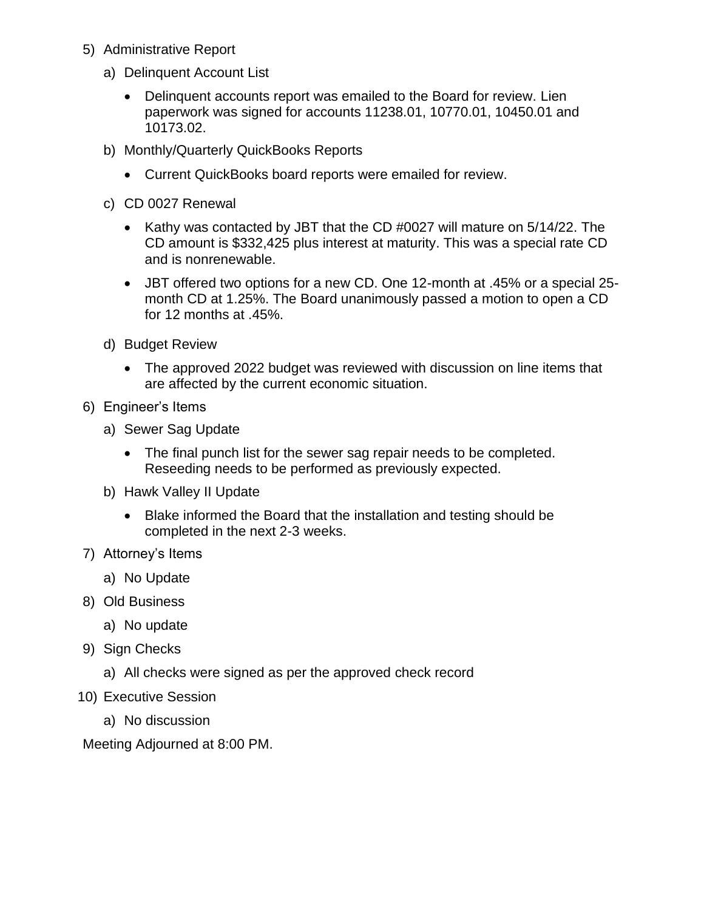5) Administrative Report
   a) Delinquent Account List
      - Delinquent accounts report was emailed to the Board for review. Lien paperwork was signed for accounts 11238.01, 10770.01, 10450.01 and 10173.02.
   b) Monthly/Quarterly QuickBooks Reports
      - Current QuickBooks board reports were emailed for review.
   c) CD 0027 Renewal
      - Kathy was contacted by JBT that the CD #0027 will mature on 5/14/22. The CD amount is $332,425 plus interest at maturity. This was a special rate CD and is nonrenewable.
      - JBT offered two options for a new CD. One 12-month at .45% or a special 25-month CD at 1.25%. The Board unanimously passed a motion to open a CD for 12 months at .45%.
   d) Budget Review
      - The approved 2022 budget was reviewed with discussion on line items that are affected by the current economic situation.
6) Engineer's Items
   a) Sewer Sag Update
      - The final punch list for the sewer sag repair needs to be completed. Reseeding needs to be performed as previously expected.
   b) Hawk Valley II Update
      - Blake informed the Board that the installation and testing should be completed in the next 2-3 weeks.
7) Attorney's Items
   a) No Update
8) Old Business
   a) No update
9) Sign Checks
   a) All checks were signed as per the approved check record
10) Executive Session
    a) No discussion

Meeting Adjourned at 8:00 PM.